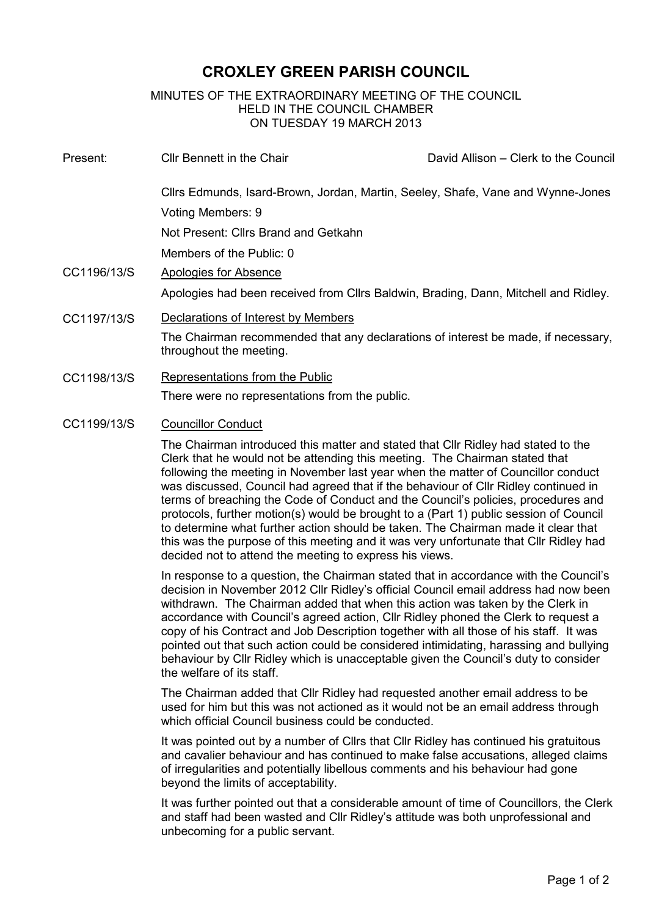# CROXLEY GREEN PARISH COUNCIL

MINUTES OF THE EXTRAORDINARY MEETING OF THE COUNCIL
HELD IN THE COUNCIL CHAMBER
ON TUESDAY 19 MARCH 2013

Present: Cllr Bennett in the Chair — David Allison – Clerk to the Council

Cllrs Edmunds, Isard-Brown, Jordan, Martin, Seeley, Shafe, Vane and Wynne-Jones

Voting Members: 9

Not Present: Cllrs Brand and Getkahn

Members of the Public: 0

**CC1196/13/S** Apologies for Absence

Apologies had been received from Cllrs Baldwin, Brading, Dann, Mitchell and Ridley.

**CC1197/13/S** Declarations of Interest by Members

The Chairman recommended that any declarations of interest be made, if necessary, throughout the meeting.

**CC1198/13/S** Representations from the Public

There were no representations from the public.

**CC1199/13/S** Councillor Conduct

The Chairman introduced this matter and stated that Cllr Ridley had stated to the Clerk that he would not be attending this meeting. The Chairman stated that following the meeting in November last year when the matter of Councillor conduct was discussed, Council had agreed that if the behaviour of Cllr Ridley continued in terms of breaching the Code of Conduct and the Council's policies, procedures and protocols, further motion(s) would be brought to a (Part 1) public session of Council to determine what further action should be taken. The Chairman made it clear that this was the purpose of this meeting and it was very unfortunate that Cllr Ridley had decided not to attend the meeting to express his views.

In response to a question, the Chairman stated that in accordance with the Council's decision in November 2012 Cllr Ridley's official Council email address had now been withdrawn. The Chairman added that when this action was taken by the Clerk in accordance with Council's agreed action, Cllr Ridley phoned the Clerk to request a copy of his Contract and Job Description together with all those of his staff. It was pointed out that such action could be considered intimidating, harassing and bullying behaviour by Cllr Ridley which is unacceptable given the Council's duty to consider the welfare of its staff.

The Chairman added that Cllr Ridley had requested another email address to be used for him but this was not actioned as it would not be an email address through which official Council business could be conducted.

It was pointed out by a number of Cllrs that Cllr Ridley has continued his gratuitous and cavalier behaviour and has continued to make false accusations, alleged claims of irregularities and potentially libellous comments and his behaviour had gone beyond the limits of acceptability.

It was further pointed out that a considerable amount of time of Councillors, the Clerk and staff had been wasted and Cllr Ridley's attitude was both unprofessional and unbecoming for a public servant.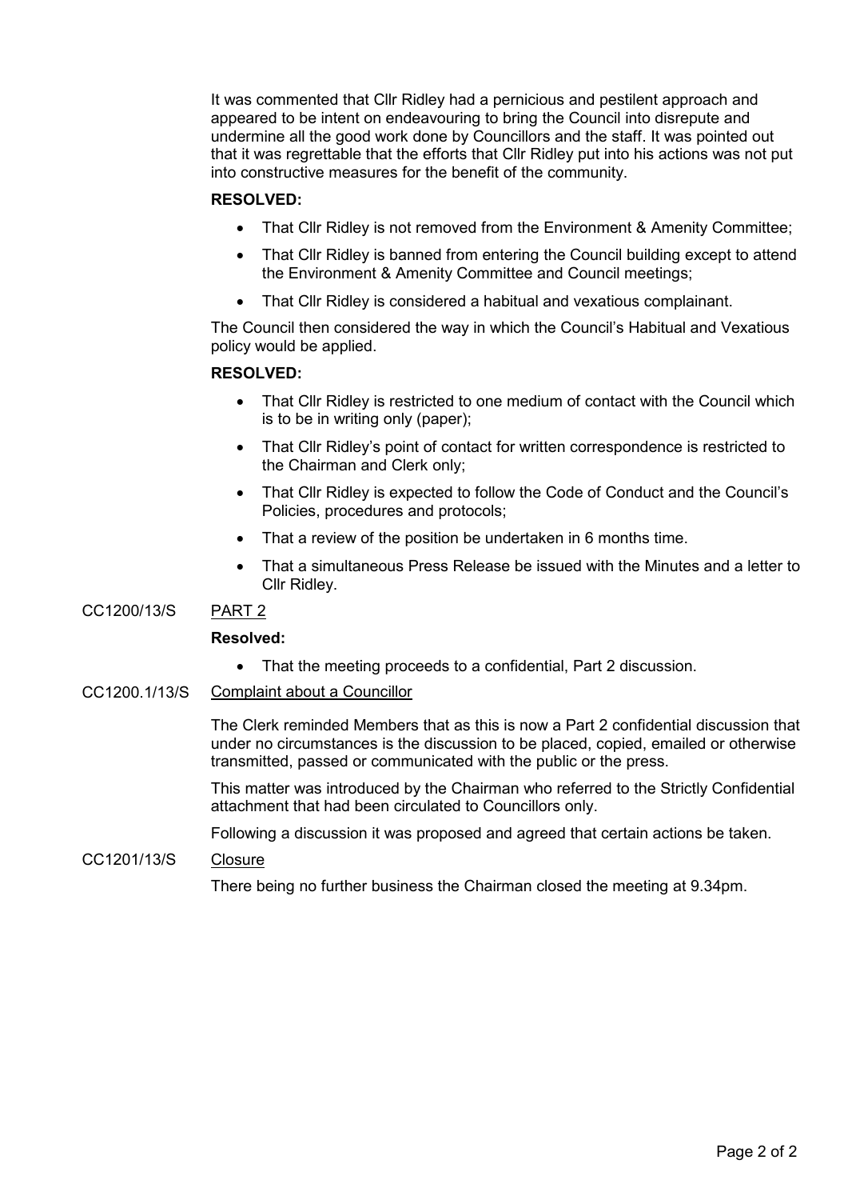It was commented that Cllr Ridley had a pernicious and pestilent approach and appeared to be intent on endeavouring to bring the Council into disrepute and undermine all the good work done by Councillors and the staff. It was pointed out that it was regrettable that the efforts that Cllr Ridley put into his actions was not put into constructive measures for the benefit of the community.

**RESOLVED:**

- That Cllr Ridley is not removed from the Environment & Amenity Committee;
- That Cllr Ridley is banned from entering the Council building except to attend the Environment & Amenity Committee and Council meetings;
- That Cllr Ridley is considered a habitual and vexatious complainant.

The Council then considered the way in which the Council's Habitual and Vexatious policy would be applied.

**RESOLVED:**

- That Cllr Ridley is restricted to one medium of contact with the Council which is to be in writing only (paper);
- That Cllr Ridley's point of contact for written correspondence is restricted to the Chairman and Clerk only;
- That Cllr Ridley is expected to follow the Code of Conduct and the Council's Policies, procedures and protocols;
- That a review of the position be undertaken in 6 months time.
- That a simultaneous Press Release be issued with the Minutes and a letter to Cllr Ridley.

CC1200/13/S <u>PART 2</u>

**Resolved:**

- That the meeting proceeds to a confidential, Part 2 discussion.

CC1200.1/13/S <u>Complaint about a Councillor</u>

The Clerk reminded Members that as this is now a Part 2 confidential discussion that under no circumstances is the discussion to be placed, copied, emailed or otherwise transmitted, passed or communicated with the public or the press.

This matter was introduced by the Chairman who referred to the Strictly Confidential attachment that had been circulated to Councillors only.

Following a discussion it was proposed and agreed that certain actions be taken.

CC1201/13/S <u>Closure</u>

There being no further business the Chairman closed the meeting at 9.34pm.